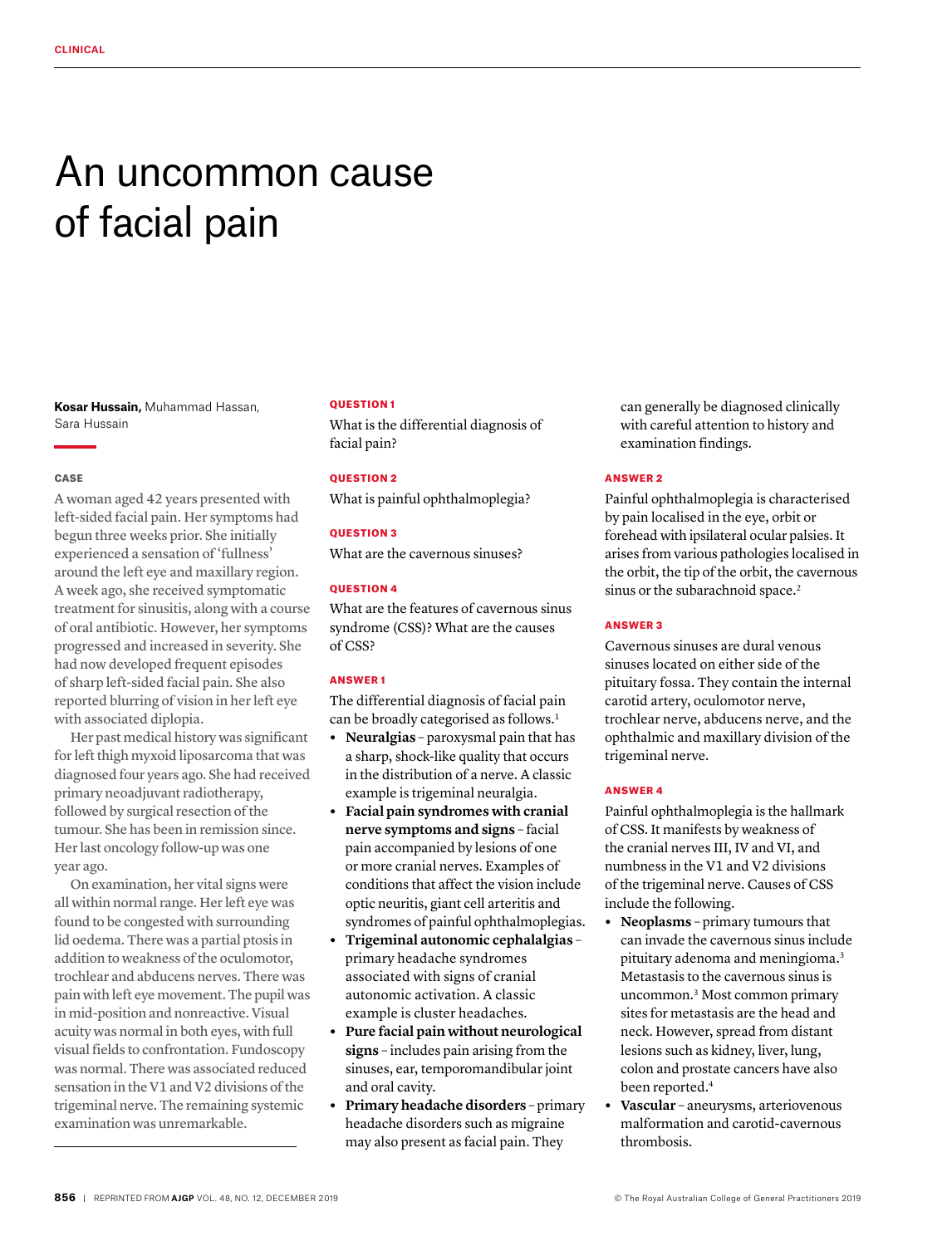CLINICAL

# An uncommon cause of facial pain

**Kosar Hussain,** Muhammad Hassan, Sara Hussain

## CASE

A woman aged 42 years presented with left-sided facial pain. Her symptoms had begun three weeks prior. She initially experienced a sensation of 'fullness' around the left eye and maxillary region. A week ago, she received symptomatic treatment for sinusitis, along with a course of oral antibiotic. However, her symptoms progressed and increased in severity. She had now developed frequent episodes of sharp left-sided facial pain. She also reported blurring of vision in her left eye with associated diplopia.

Her past medical history was significant for left thigh myxoid liposarcoma that was diagnosed four years ago. She had received primary neoadjuvant radiotherapy, followed by surgical resection of the tumour. She has been in remission since. Her last oncology follow-up was one year ago.

On examination, her vital signs were all within normal range. Her left eye was found to be congested with surrounding lid oedema. There was a partial ptosis in addition to weakness of the oculomotor, trochlear and abducens nerves. There was pain with left eye movement. The pupil was in mid-position and nonreactive. Visual acuity was normal in both eyes, with full visual fields to confrontation. Fundoscopy was normal. There was associated reduced sensation in the V1 and V2 divisions of the trigeminal nerve. The remaining systemic examination was unremarkable.

## QUESTION 1

What is the differential diagnosis of facial pain?

## QUESTION 2

What is painful ophthalmoplegia?

## QUESTION 3

What are the cavernous sinuses?

## QUESTION 4

What are the features of cavernous sinus syndrome (CSS)? What are the causes of CSS?

## ANSWER 1

The differential diagnosis of facial pain can be broadly categorised as follows.[1]

- **Neuralgias** – paroxysmal pain that has a sharp, shock-like quality that occurs in the distribution of a nerve. A classic example is trigeminal neuralgia.
- **Facial pain syndromes with cranial nerve symptoms and signs** – facial pain accompanied by lesions of one or more cranial nerves. Examples of conditions that affect the vision include optic neuritis, giant cell arteritis and syndromes of painful ophthalmoplegias.
- **Trigeminal autonomic cephalalgias** – primary headache syndromes associated with signs of cranial autonomic activation. A classic example is cluster headaches.
- **Pure facial pain without neurological signs** – includes pain arising from the sinuses, ear, temporomandibular joint and oral cavity.
- **Primary headache disorders** – primary headache disorders such as migraine may also present as facial pain. They can generally be diagnosed clinically with careful attention to history and examination findings.

## ANSWER 2

Painful ophthalmoplegia is characterised by pain localised in the eye, orbit or forehead with ipsilateral ocular palsies. It arises from various pathologies localised in the orbit, the tip of the orbit, the cavernous sinus or the subarachnoid space.[2]

## ANSWER 3

Cavernous sinuses are dural venous sinuses located on either side of the pituitary fossa. They contain the internal carotid artery, oculomotor nerve, trochlear nerve, abducens nerve, and the ophthalmic and maxillary division of the trigeminal nerve.

## ANSWER 4

Painful ophthalmoplegia is the hallmark of CSS. It manifests by weakness of the cranial nerves III, IV and VI, and numbness in the V1 and V2 divisions of the trigeminal nerve. Causes of CSS include the following.

- **Neoplasms** – primary tumours that can invade the cavernous sinus include pituitary adenoma and meningioma.[3] Metastasis to the cavernous sinus is uncommon.[3] Most common primary sites for metastasis are the head and neck. However, spread from distant lesions such as kidney, liver, lung, colon and prostate cancers have also been reported.[4]
- **Vascular** – aneurysms, arteriovenous malformation and carotid-cavernous thrombosis.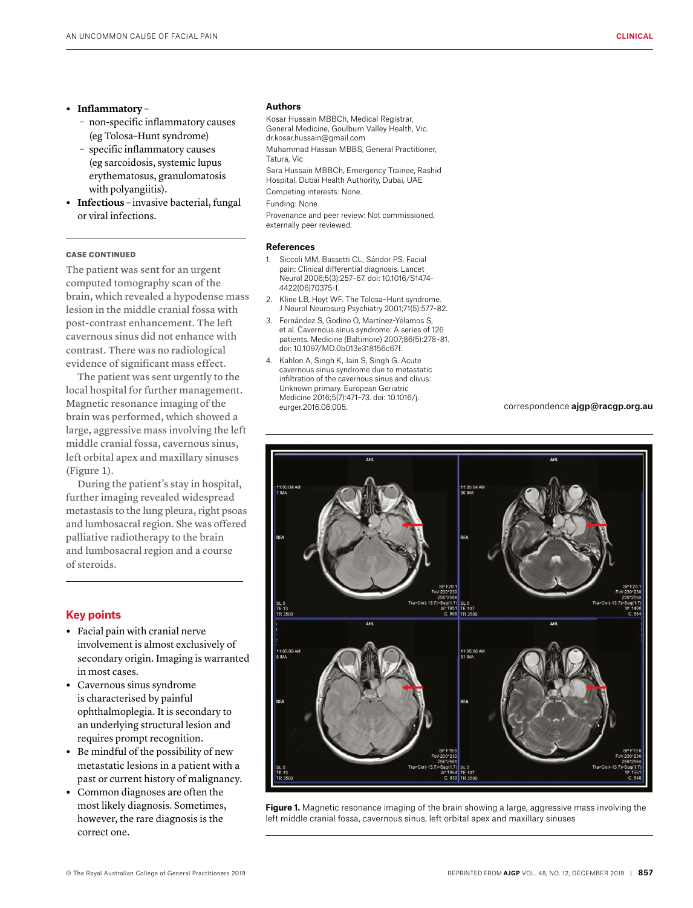- **Inflammatory** –
  - non-specific inflammatory causes (eg Tolosa–Hunt syndrome)
  - specific inflammatory causes (eg sarcoidosis, systemic lupus erythematosus, granulomatosis with polyangiitis).
- **Infectious** – invasive bacterial, fungal or viral infections.

### CASE CONTINUED

The patient was sent for an urgent computed tomography scan of the brain, which revealed a hypodense mass lesion in the middle cranial fossa with post-contrast enhancement. The left cavernous sinus did not enhance with contrast. There was no radiological evidence of significant mass effect.

The patient was sent urgently to the local hospital for further management. Magnetic resonance imaging of the brain was performed, which showed a large, aggressive mass involving the left middle cranial fossa, cavernous sinus, left orbital apex and maxillary sinuses (Figure 1).

During the patient's stay in hospital, further imaging revealed widespread metastasis to the lung pleura, right psoas and lumbosacral region. She was offered palliative radiotherapy to the brain and lumbosacral region and a course of steroids.

## Key points

- Facial pain with cranial nerve involvement is almost exclusively of secondary origin. Imaging is warranted in most cases.
- Cavernous sinus syndrome is characterised by painful ophthalmoplegia. It is secondary to an underlying structural lesion and requires prompt recognition.
- Be mindful of the possibility of new metastatic lesions in a patient with a past or current history of malignancy.
- Common diagnoses are often the most likely diagnosis. Sometimes, however, the rare diagnosis is the correct one.

### Authors

Kosar Hussain MBBCh, Medical Registrar, General Medicine, Goulburn Valley Health, Vic. dr.kosar.hussain@gmail.com

Muhammad Hassan MBBS, General Practitioner, Tatura, Vic

Sara Hussain MBBCh, Emergency Trainee, Rashid Hospital, Dubai Health Authority, Dubai, UAE

Competing interests: None.

Funding: None.

Provenance and peer review: Not commissioned, externally peer reviewed.

### References

1. Siccoli MM, Bassetti CL, Sándor PS. Facial pain: Clinical differential diagnosis. Lancet Neurol 2006;5(3):257–67. doi: 10.1016/S1474-4422(06)70375-1.
2. Kline LB, Hoyt WF. The Tolosa–Hunt syndrome. J Neurol Neurosurg Psychiatry 2001;71(5):577–82.
3. Fernández S, Godino O, Martínez-Yélamos S, et al. Cavernous sinus syndrome: A series of 126 patients. Medicine (Baltimore) 2007;86(5):278–81. doi: 10.1097/MD.0b013e318156c67f.
4. Kahlon A, Singh K, Jain S, Singh G. Acute cavernous sinus syndrome due to metastatic infiltration of the cavernous sinus and clivus: Unknown primary. European Geriatric Medicine 2016;5(7):471–73. doi: 10.1016/j.eurger.2016.06.005.

correspondence **ajgp@racgp.org.au**

**Figure 1.** Magnetic resonance imaging of the brain showing a large, aggressive mass involving the left middle cranial fossa, cavernous sinus, left orbital apex and maxillary sinuses